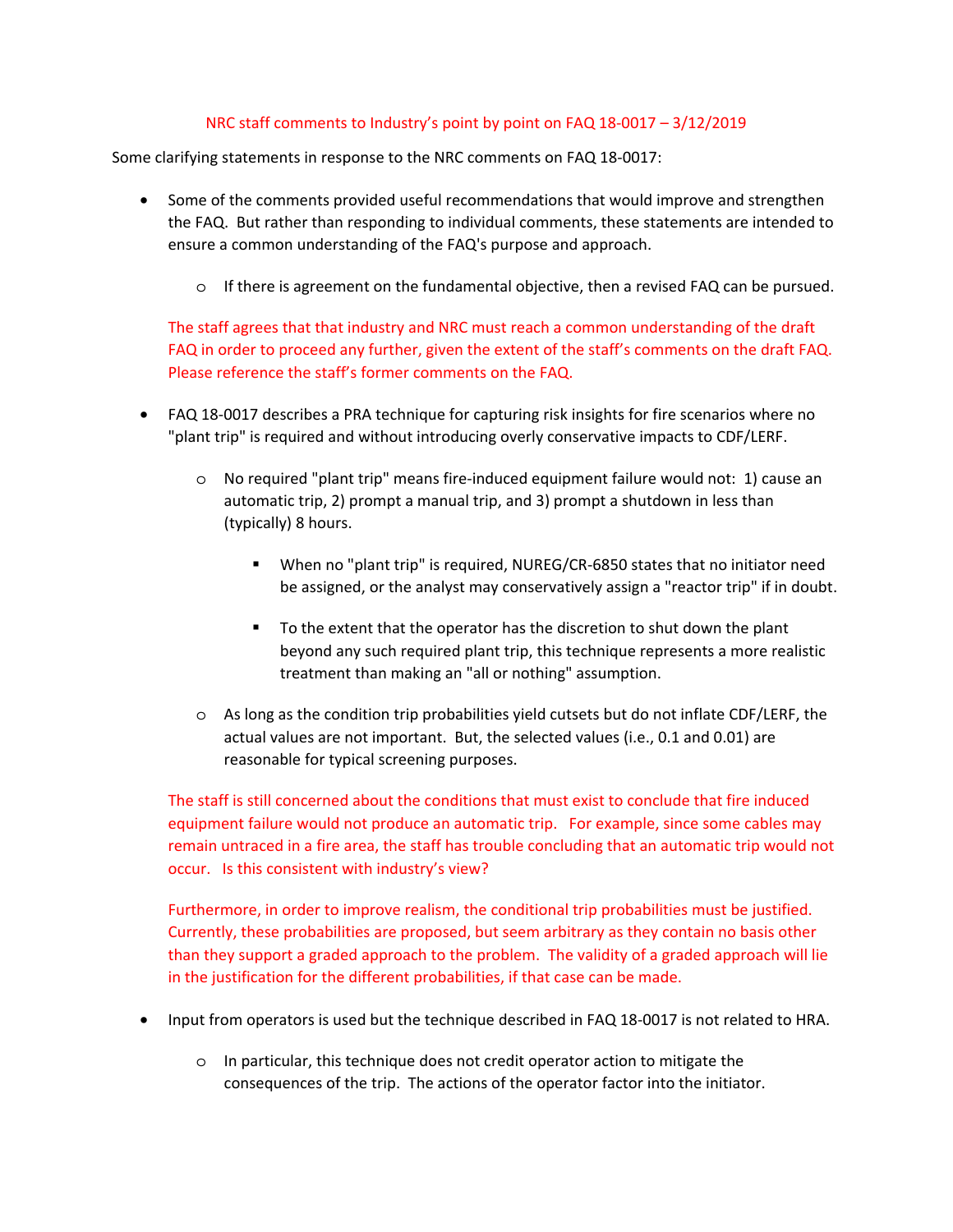NRC staff comments to Industry's point by point on FAQ 18-0017 – 3/12/2019

Some clarifying statements in response to the NRC comments on FAQ 18-0017:

- Some of the comments provided useful recommendations that would improve and strengthen the FAQ. But rather than responding to individual comments, these statements are intended to ensure a common understanding of the FAQ's purpose and approach.
  - If there is agreement on the fundamental objective, then a revised FAQ can be pursued.

  The staff agrees that that industry and NRC must reach a common understanding of the draft FAQ in order to proceed any further, given the extent of the staff's comments on the draft FAQ. Please reference the staff's former comments on the FAQ.

- FAQ 18-0017 describes a PRA technique for capturing risk insights for fire scenarios where no "plant trip" is required and without introducing overly conservative impacts to CDF/LERF.
  - No required "plant trip" means fire-induced equipment failure would not: 1) cause an automatic trip, 2) prompt a manual trip, and 3) prompt a shutdown in less than (typically) 8 hours.
    - When no "plant trip" is required, NUREG/CR-6850 states that no initiator need be assigned, or the analyst may conservatively assign a "reactor trip" if in doubt.
    - To the extent that the operator has the discretion to shut down the plant beyond any such required plant trip, this technique represents a more realistic treatment than making an "all or nothing" assumption.
  - As long as the condition trip probabilities yield cutsets but do not inflate CDF/LERF, the actual values are not important. But, the selected values (i.e., 0.1 and 0.01) are reasonable for typical screening purposes.

  The staff is still concerned about the conditions that must exist to conclude that fire induced equipment failure would not produce an automatic trip. For example, since some cables may remain untraced in a fire area, the staff has trouble concluding that an automatic trip would not occur. Is this consistent with industry's view?

  Furthermore, in order to improve realism, the conditional trip probabilities must be justified. Currently, these probabilities are proposed, but seem arbitrary as they contain no basis other than they support a graded approach to the problem. The validity of a graded approach will lie in the justification for the different probabilities, if that case can be made.

- Input from operators is used but the technique described in FAQ 18-0017 is not related to HRA.
  - In particular, this technique does not credit operator action to mitigate the consequences of the trip. The actions of the operator factor into the initiator.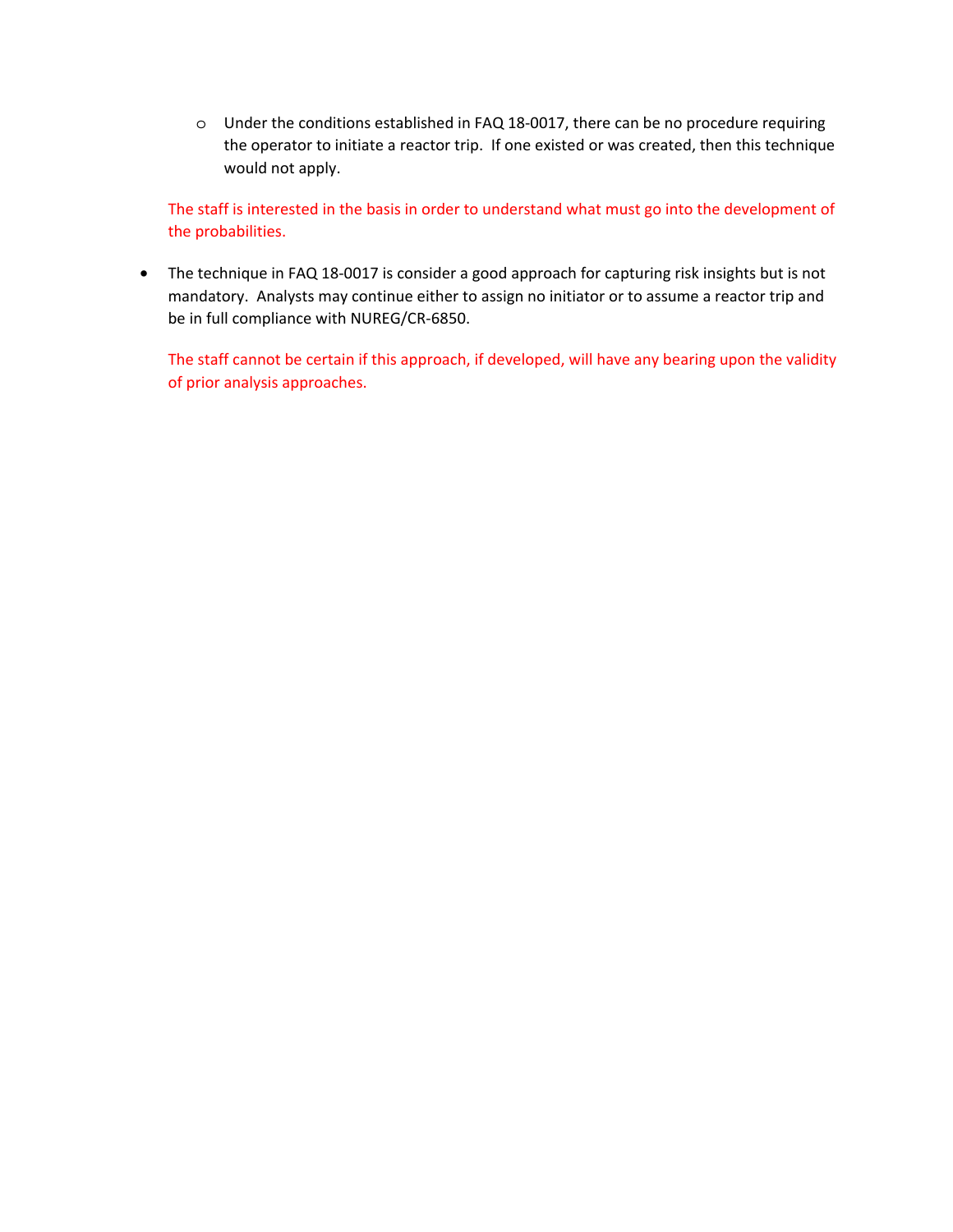- Under the conditions established in FAQ 18-0017, there can be no procedure requiring the operator to initiate a reactor trip. If one existed or was created, then this technique would not apply.

  The staff is interested in the basis in order to understand what must go into the development of the probabilities.

- The technique in FAQ 18-0017 is consider a good approach for capturing risk insights but is not mandatory. Analysts may continue either to assign no initiator or to assume a reactor trip and be in full compliance with NUREG/CR-6850.

  The staff cannot be certain if this approach, if developed, will have any bearing upon the validity of prior analysis approaches.